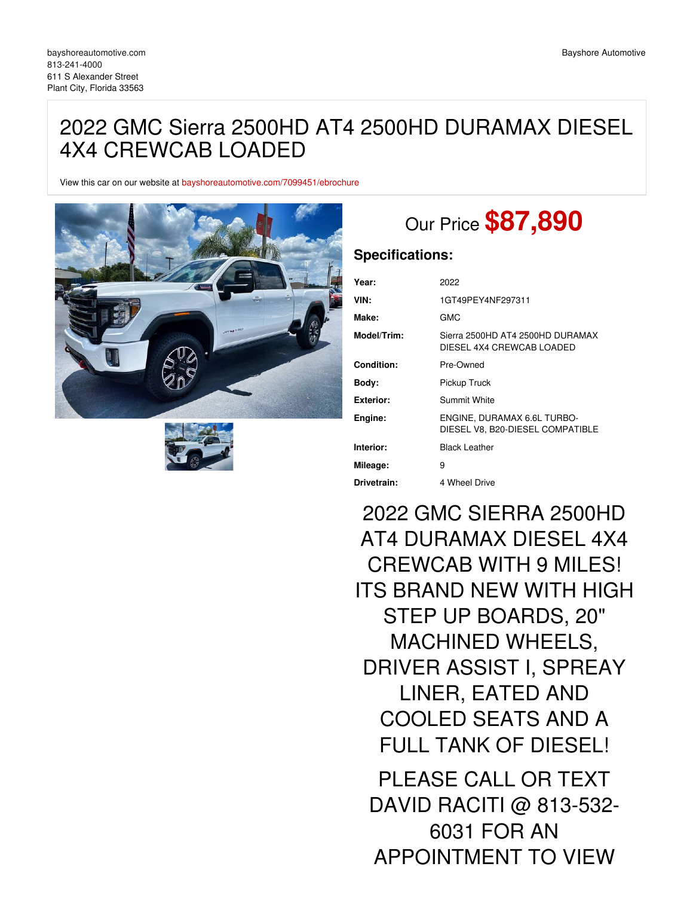bayshoreautomotive.com
813-241-4000
611 S Alexander Street
Plant City, Florida 33563

Bayshore Automotive

# 2022 GMC Sierra 2500HD AT4 2500HD DURAMAX DIESEL 4X4 CREWCAB LOADED

View this car on our website at bayshoreautomotive.com/7099451/ebrochure

## Our Price **$87,890**

### Specifications:

| | |
|---|---|
| **Year:** | 2022 |
| **VIN:** | 1GT49PEY4NF297311 |
| **Make:** | GMC |
| **Model/Trim:** | Sierra 2500HD AT4 2500HD DURAMAX DIESEL 4X4 CREWCAB LOADED |
| **Condition:** | Pre-Owned |
| **Body:** | Pickup Truck |
| **Exterior:** | Summit White |
| **Engine:** | ENGINE, DURAMAX 6.6L TURBO-DIESEL V8, B20-DIESEL COMPATIBLE |
| **Interior:** | Black Leather |
| **Mileage:** | 9 |
| **Drivetrain:** | 4 Wheel Drive |

2022 GMC SIERRA 2500HD AT4 DURAMAX DIESEL 4X4 CREWCAB WITH 9 MILES! ITS BRAND NEW WITH HIGH STEP UP BOARDS, 20" MACHINED WHEELS, DRIVER ASSIST I, SPREAY LINER, EATED AND COOLED SEATS AND A FULL TANK OF DIESEL!

PLEASE CALL OR TEXT DAVID RACITI @ 813-532-6031 FOR AN APPOINTMENT TO VIEW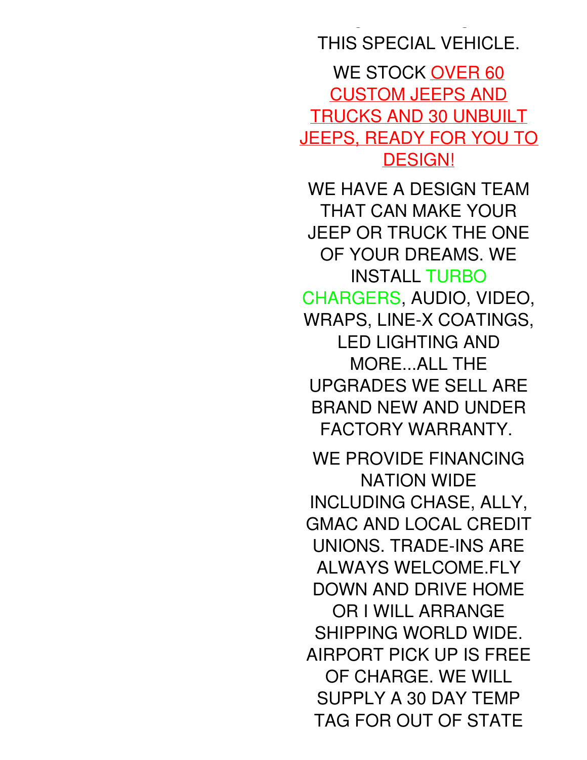THIS SPECIAL VEHICLE.

WE STOCK OVER 60 CUSTOM JEEPS AND TRUCKS AND 30 UNBUILT JEEPS, READY FOR YOU TO DESIGN!

WE HAVE A DESIGN TEAM THAT CAN MAKE YOUR JEEP OR TRUCK THE ONE OF YOUR DREAMS. WE INSTALL TURBO CHARGERS, AUDIO, VIDEO, WRAPS, LINE-X COATINGS, LED LIGHTING AND MORE...ALL THE UPGRADES WE SELL ARE BRAND NEW AND UNDER FACTORY WARRANTY.

WE PROVIDE FINANCING NATION WIDE INCLUDING CHASE, ALLY, GMAC AND LOCAL CREDIT UNIONS. TRADE-INS ARE ALWAYS WELCOME.FLY DOWN AND DRIVE HOME OR I WILL ARRANGE SHIPPING WORLD WIDE. AIRPORT PICK UP IS FREE OF CHARGE. WE WILL SUPPLY A 30 DAY TEMP TAG FOR OUT OF STATE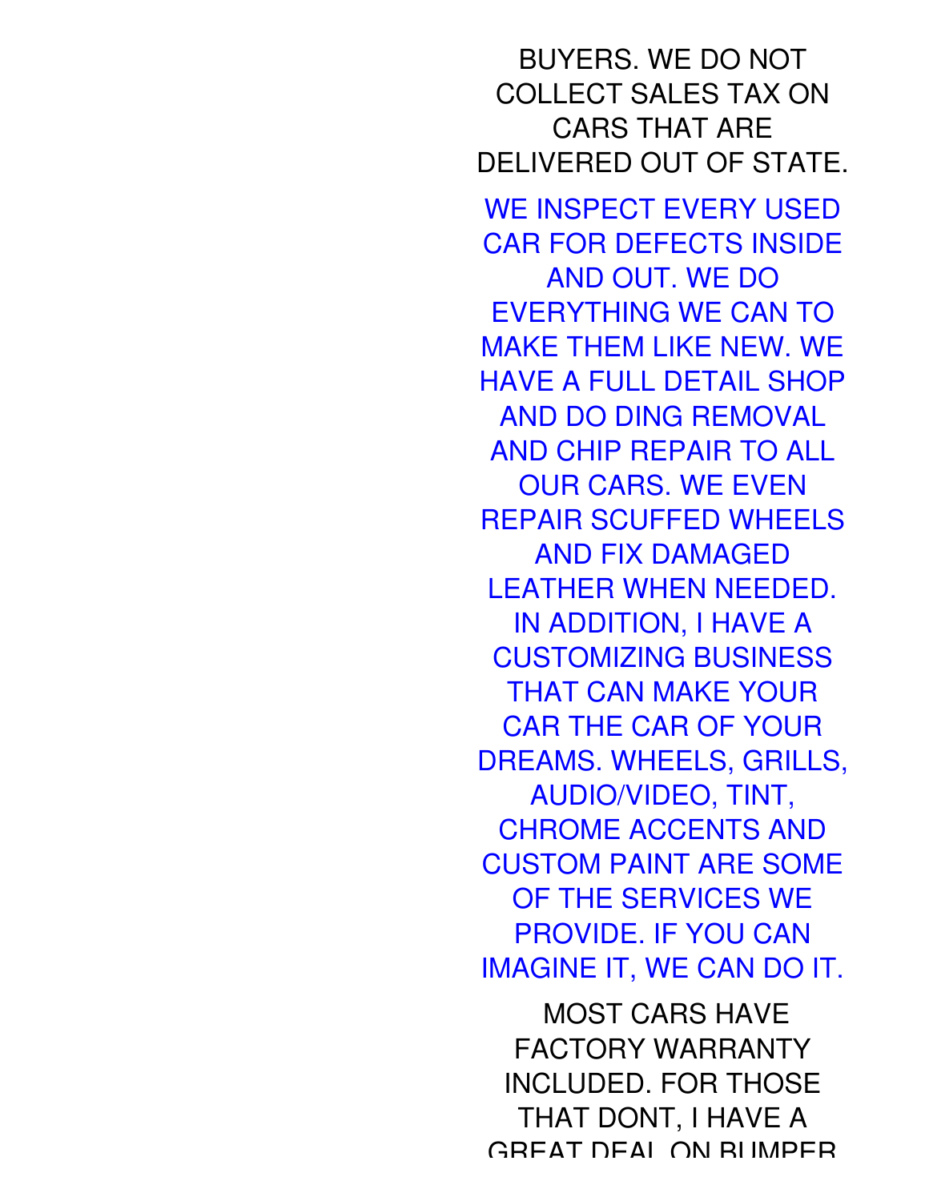BUYERS. WE DO NOT COLLECT SALES TAX ON CARS THAT ARE DELIVERED OUT OF STATE.

WE INSPECT EVERY USED CAR FOR DEFECTS INSIDE AND OUT. WE DO EVERYTHING WE CAN TO MAKE THEM LIKE NEW. WE HAVE A FULL DETAIL SHOP AND DO DING REMOVAL AND CHIP REPAIR TO ALL OUR CARS. WE EVEN REPAIR SCUFFED WHEELS AND FIX DAMAGED LEATHER WHEN NEEDED. IN ADDITION, I HAVE A CUSTOMIZING BUSINESS THAT CAN MAKE YOUR CAR THE CAR OF YOUR DREAMS. WHEELS, GRILLS, AUDIO/VIDEO, TINT, CHROME ACCENTS AND CUSTOM PAINT ARE SOME OF THE SERVICES WE PROVIDE. IF YOU CAN IMAGINE IT, WE CAN DO IT.

MOST CARS HAVE FACTORY WARRANTY INCLUDED. FOR THOSE THAT DONT, I HAVE A GREAT DEAL ON BUMPER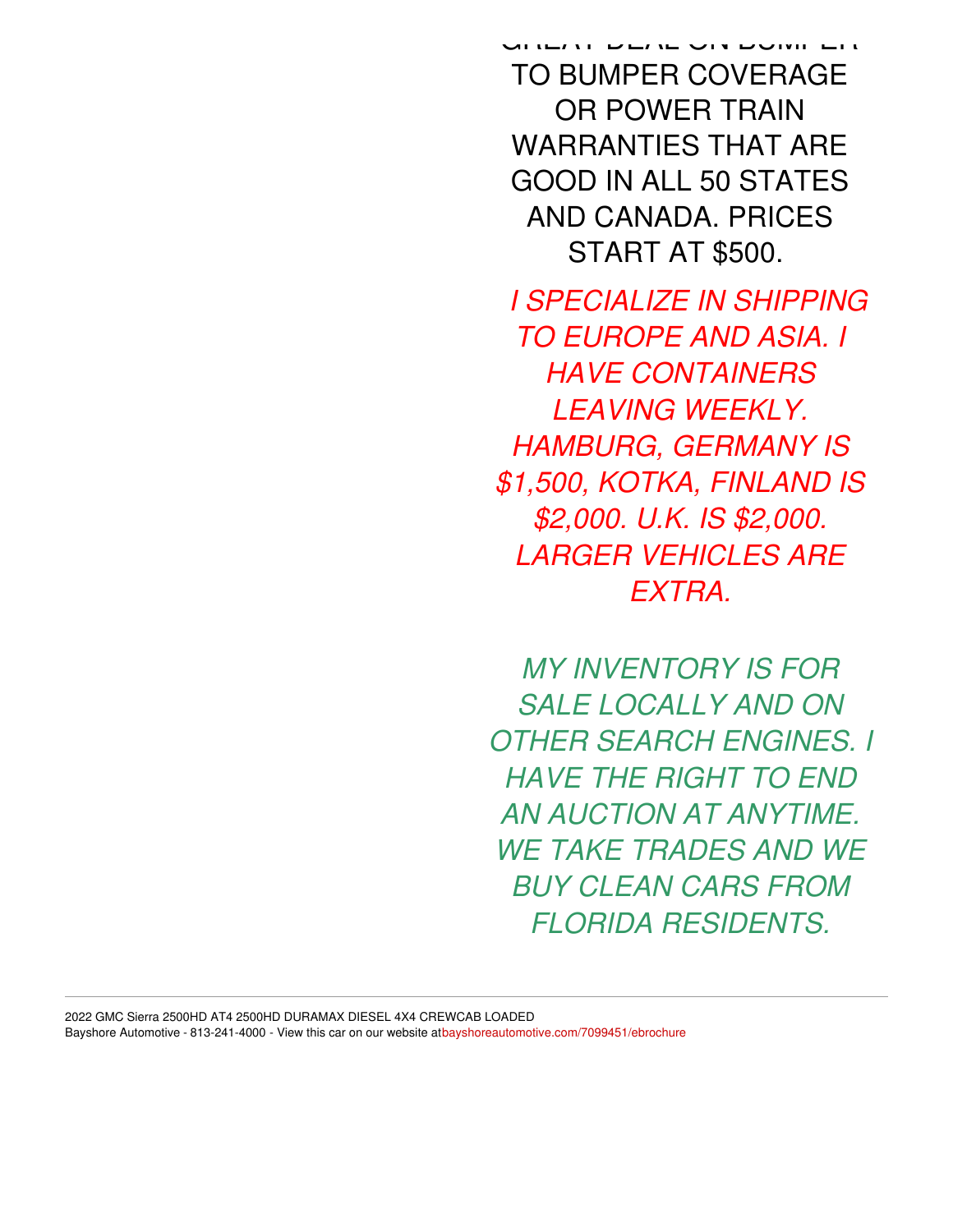GREAT DEAL ON BUMPER TO BUMPER COVERAGE OR POWER TRAIN WARRANTIES THAT ARE GOOD IN ALL 50 STATES AND CANADA. PRICES START AT $500.

*I SPECIALIZE IN SHIPPING TO EUROPE AND ASIA. I HAVE CONTAINERS LEAVING WEEKLY. HAMBURG, GERMANY IS $1,500, KOTKA, FINLAND IS $2,000. U.K. IS $2,000. LARGER VEHICLES ARE EXTRA.*

*MY INVENTORY IS FOR SALE LOCALLY AND ON OTHER SEARCH ENGINES. I HAVE THE RIGHT TO END AN AUCTION AT ANYTIME. WE TAKE TRADES AND WE BUY CLEAN CARS FROM FLORIDA RESIDENTS.*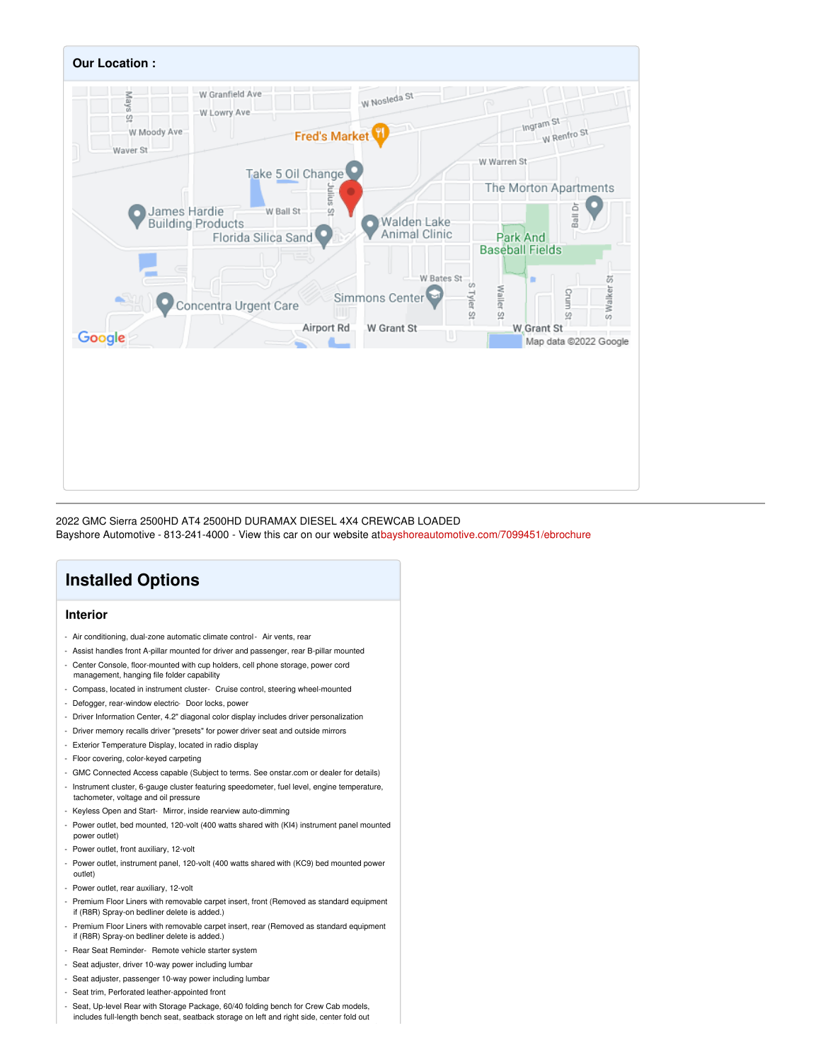**Our Location :**

2022 GMC Sierra 2500HD AT4 2500HD DURAMAX DIESEL 4X4 CREWCAB LOADED
Bayshore Automotive - 813-241-4000 - View this car on our website atbayshoreautomotive.com/7099451/ebrochure

## Installed Options

### Interior

- Air conditioning, dual-zone automatic climate control - Air vents, rear
- Assist handles front A-pillar mounted for driver and passenger, rear B-pillar mounted
- Center Console, floor-mounted with cup holders, cell phone storage, power cord management, hanging file folder capability
- Compass, located in instrument cluster - Cruise control, steering wheel-mounted
- Defogger, rear-window electric - Door locks, power
- Driver Information Center, 4.2" diagonal color display includes driver personalization
- Driver memory recalls driver "presets" for power driver seat and outside mirrors
- Exterior Temperature Display, located in radio display
- Floor covering, color-keyed carpeting
- GMC Connected Access capable (Subject to terms. See onstar.com or dealer for details)
- Instrument cluster, 6-gauge cluster featuring speedometer, fuel level, engine temperature, tachometer, voltage and oil pressure
- Keyless Open and Start - Mirror, inside rearview auto-dimming
- Power outlet, bed mounted, 120-volt (400 watts shared with (KI4) instrument panel mounted power outlet)
- Power outlet, front auxiliary, 12-volt
- Power outlet, instrument panel, 120-volt (400 watts shared with (KC9) bed mounted power outlet)
- Power outlet, rear auxiliary, 12-volt
- Premium Floor Liners with removable carpet insert, front (Removed as standard equipment if (R8R) Spray-on bedliner delete is added.)
- Premium Floor Liners with removable carpet insert, rear (Removed as standard equipment if (R8R) Spray-on bedliner delete is added.)
- Rear Seat Reminder - Remote vehicle starter system
- Seat adjuster, driver 10-way power including lumbar
- Seat adjuster, passenger 10-way power including lumbar
- Seat trim, Perforated leather-appointed front
- Seat, Up-level Rear with Storage Package, 60/40 folding bench for Crew Cab models, includes full-length bench seat, seatback storage on left and right side, center fold out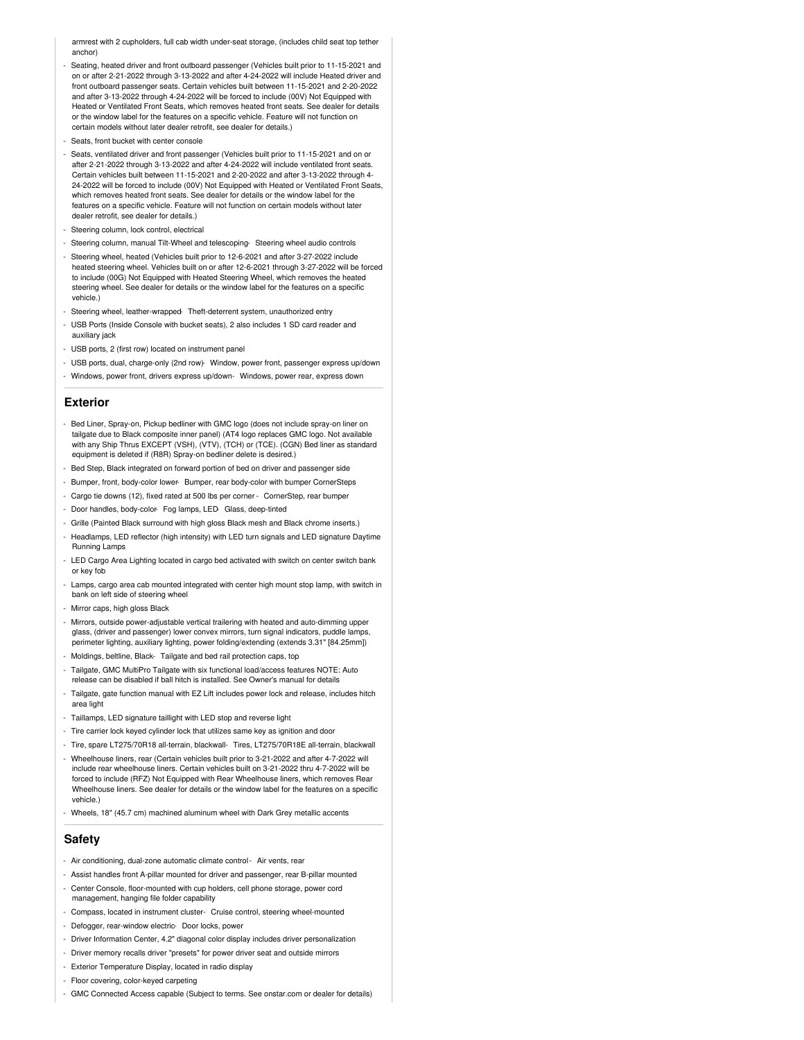armrest with 2 cupholders, full cab width under-seat storage, (includes child seat top tether anchor)

- Seating, heated driver and front outboard passenger (Vehicles built prior to 11-15-2021 and on or after 2-21-2022 through 3-13-2022 and after 4-24-2022 will include Heated driver and front outboard passenger seats. Certain vehicles built between 11-15-2021 and 2-20-2022 and after 3-13-2022 through 4-24-2022 will be forced to include (00V) Not Equipped with Heated or Ventilated Front Seats, which removes heated front seats. See dealer for details or the window label for the features on a specific vehicle. Feature will not function on certain models without later dealer retrofit, see dealer for details.)
- Seats, front bucket with center console
- Seats, ventilated driver and front passenger (Vehicles built prior to 11-15-2021 and on or after 2-21-2022 through 3-13-2022 and after 4-24-2022 will include ventilated front seats. Certain vehicles built between 11-15-2021 and 2-20-2022 and after 3-13-2022 through 4-24-2022 will be forced to include (00V) Not Equipped with Heated or Ventilated Front Seats, which removes heated front seats. See dealer for details or the window label for the features on a specific vehicle. Feature will not function on certain models without later dealer retrofit, see dealer for details.)
- Steering column, lock control, electrical
- Steering column, manual Tilt-Wheel and telescoping
- Steering wheel audio controls
- Steering wheel, heated (Vehicles built prior to 12-6-2021 and after 3-27-2022 include heated steering wheel. Vehicles built on or after 12-6-2021 through 3-27-2022 will be forced to include (00G) Not Equipped with Heated Steering Wheel, which removes the heated steering wheel. See dealer for details or the window label for the features on a specific vehicle.)
- Steering wheel, leather-wrapped
- Theft-deterrent system, unauthorized entry
- USB Ports (Inside Console with bucket seats), 2 also includes 1 SD card reader and auxiliary jack
- USB ports, 2 (first row) located on instrument panel
- USB ports, dual, charge-only (2nd row)
- Window, power front, passenger express up/down
- Windows, power front, drivers express up/down
- Windows, power rear, express down

## Exterior

- Bed Liner, Spray-on, Pickup bedliner with GMC logo (does not include spray-on liner on tailgate due to Black composite inner panel) (AT4 logo replaces GMC logo. Not available with any Ship Thrus EXCEPT (VSH), (VTV), (TCH) or (TCE). (CGN) Bed liner as standard equipment is deleted if (R8R) Spray-on bedliner delete is desired.)
- Bed Step, Black integrated on forward portion of bed on driver and passenger side
- Bumper, front, body-color lower
- Bumper, rear body-color with bumper CornerSteps
- Cargo tie downs (12), fixed rated at 500 lbs per corner
- CornerStep, rear bumper
- Door handles, body-color
- Fog lamps, LED
- Glass, deep-tinted
- Grille (Painted Black surround with high gloss Black mesh and Black chrome inserts.)
- Headlamps, LED reflector (high intensity) with LED turn signals and LED signature Daytime Running Lamps
- LED Cargo Area Lighting located in cargo bed activated with switch on center switch bank or key fob
- Lamps, cargo area cab mounted integrated with center high mount stop lamp, with switch in bank on left side of steering wheel
- Mirror caps, high gloss Black
- Mirrors, outside power-adjustable vertical trailering with heated and auto-dimming upper glass, (driver and passenger) lower convex mirrors, turn signal indicators, puddle lamps, perimeter lighting, auxiliary lighting, power folding/extending (extends 3.31" [84.25mm])
- Moldings, beltline, Black
- Tailgate and bed rail protection caps, top
- Tailgate, GMC MultiPro Tailgate with six functional load/access features NOTE: Auto release can be disabled if ball hitch is installed. See Owner's manual for details
- Tailgate, gate function manual with EZ Lift includes power lock and release, includes hitch area light
- Taillamps, LED signature taillight with LED stop and reverse light
- Tire carrier lock keyed cylinder lock that utilizes same key as ignition and door
- Tire, spare LT275/70R18 all-terrain, blackwall
- Tires, LT275/70R18E all-terrain, blackwall
- Wheelhouse liners, rear (Certain vehicles built prior to 3-21-2022 and after 4-7-2022 will include rear wheelhouse liners. Certain vehicles built on 3-21-2022 thru 4-7-2022 will be forced to include (RFZ) Not Equipped with Rear Wheelhouse liners, which removes Rear Wheelhouse liners. See dealer for details or the window label for the features on a specific vehicle.)
- Wheels, 18" (45.7 cm) machined aluminum wheel with Dark Grey metallic accents

## Safety

- Air conditioning, dual-zone automatic climate control
- Air vents, rear
- Assist handles front A-pillar mounted for driver and passenger, rear B-pillar mounted
- Center Console, floor-mounted with cup holders, cell phone storage, power cord management, hanging file folder capability
- Compass, located in instrument cluster
- Cruise control, steering wheel-mounted
- Defogger, rear-window electric
- Door locks, power
- Driver Information Center, 4.2" diagonal color display includes driver personalization
- Driver memory recalls driver "presets" for power driver seat and outside mirrors
- Exterior Temperature Display, located in radio display
- Floor covering, color-keyed carpeting
- GMC Connected Access capable (Subject to terms. See onstar.com or dealer for details)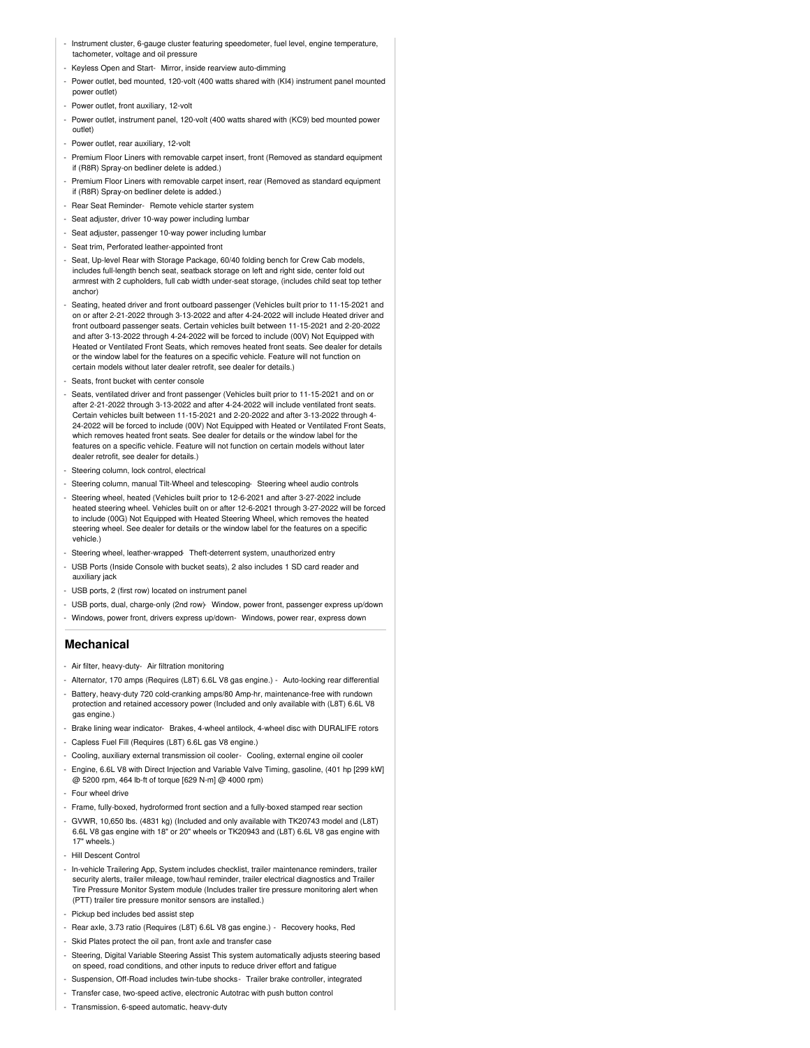- Instrument cluster, 6-gauge cluster featuring speedometer, fuel level, engine temperature, tachometer, voltage and oil pressure
- Keyless Open and Start- Mirror, inside rearview auto-dimming
- Power outlet, bed mounted, 120-volt (400 watts shared with (KI4) instrument panel mounted power outlet)
- Power outlet, front auxiliary, 12-volt
- Power outlet, instrument panel, 120-volt (400 watts shared with (KC9) bed mounted power outlet)
- Power outlet, rear auxiliary, 12-volt
- Premium Floor Liners with removable carpet insert, front (Removed as standard equipment if (R8R) Spray-on bedliner delete is added.)
- Premium Floor Liners with removable carpet insert, rear (Removed as standard equipment if (R8R) Spray-on bedliner delete is added.)
- Rear Seat Reminder- Remote vehicle starter system
- Seat adjuster, driver 10-way power including lumbar
- Seat adjuster, passenger 10-way power including lumbar
- Seat trim, Perforated leather-appointed front
- Seat, Up-level Rear with Storage Package, 60/40 folding bench for Crew Cab models, includes full-length bench seat, seatback storage on left and right side, center fold out armrest with 2 cupholders, full cab width under-seat storage, (includes child seat top tether anchor)
- Seating, heated driver and front outboard passenger (Vehicles built prior to 11-15-2021 and on or after 2-21-2022 through 3-13-2022 and after 4-24-2022 will include Heated driver and front outboard passenger seats. Certain vehicles built between 11-15-2021 and 2-20-2022 and after 3-13-2022 through 4-24-2022 will be forced to include (00V) Not Equipped with Heated or Ventilated Front Seats, which removes heated front seats. See dealer for details or the window label for the features on a specific vehicle. Feature will not function on certain models without later dealer retrofit, see dealer for details.)
- Seats, front bucket with center console
- Seats, ventilated driver and front passenger (Vehicles built prior to 11-15-2021 and on or after 2-21-2022 through 3-13-2022 and after 4-24-2022 will include ventilated front seats. Certain vehicles built between 11-15-2021 and 2-20-2022 and after 3-13-2022 through 4-24-2022 will be forced to include (00V) Not Equipped with Heated or Ventilated Front Seats, which removes heated front seats. See dealer for details or the window label for the features on a specific vehicle. Feature will not function on certain models without later dealer retrofit, see dealer for details.)
- Steering column, lock control, electrical
- Steering column, manual Tilt-Wheel and telescoping- Steering wheel audio controls
- Steering wheel, heated (Vehicles built prior to 12-6-2021 and after 3-27-2022 include heated steering wheel. Vehicles built on or after 12-6-2021 through 3-27-2022 will be forced to include (00G) Not Equipped with Heated Steering Wheel, which removes the heated steering wheel. See dealer for details or the window label for the features on a specific vehicle.)
- Steering wheel, leather-wrapped- Theft-deterrent system, unauthorized entry
- USB Ports (Inside Console with bucket seats), 2 also includes 1 SD card reader and auxiliary jack
- USB ports, 2 (first row) located on instrument panel
- USB ports, dual, charge-only (2nd row)- Window, power front, passenger express up/down
- Windows, power front, drivers express up/down- Windows, power rear, express down

## Mechanical

- Air filter, heavy-duty- Air filtration monitoring
- Alternator, 170 amps (Requires (L8T) 6.6L V8 gas engine.) - Auto-locking rear differential
- Battery, heavy-duty 720 cold-cranking amps/80 Amp-hr, maintenance-free with rundown protection and retained accessory power (Included and only available with (L8T) 6.6L V8 gas engine.)
- Brake lining wear indicator- Brakes, 4-wheel antilock, 4-wheel disc with DURALIFE rotors
- Capless Fuel Fill (Requires (L8T) 6.6L gas V8 engine.)
- Cooling, auxiliary external transmission oil cooler- Cooling, external engine oil cooler
- Engine, 6.6L V8 with Direct Injection and Variable Valve Timing, gasoline, (401 hp [299 kW] @ 5200 rpm, 464 lb-ft of torque [629 N-m] @ 4000 rpm)
- Four wheel drive
- Frame, fully-boxed, hydroformed front section and a fully-boxed stamped rear section
- GVWR, 10,650 lbs. (4831 kg) (Included and only available with TK20743 model and (L8T) 6.6L V8 gas engine with 18" or 20" wheels or TK20943 and (L8T) 6.6L V8 gas engine with 17" wheels.)
- Hill Descent Control
- In-vehicle Trailering App, System includes checklist, trailer maintenance reminders, trailer security alerts, trailer mileage, tow/haul reminder, trailer electrical diagnostics and Trailer Tire Pressure Monitor System module (Includes trailer tire pressure monitoring alert when (PTT) trailer tire pressure monitor sensors are installed.)
- Pickup bed includes bed assist step
- Rear axle, 3.73 ratio (Requires (L8T) 6.6L V8 gas engine.) - Recovery hooks, Red
- Skid Plates protect the oil pan, front axle and transfer case
- Steering, Digital Variable Steering Assist This system automatically adjusts steering based on speed, road conditions, and other inputs to reduce driver effort and fatigue
- Suspension, Off-Road includes twin-tube shocks- Trailer brake controller, integrated
- Transfer case, two-speed active, electronic Autotrac with push button control
- Transmission, 6-speed automatic, heavy-duty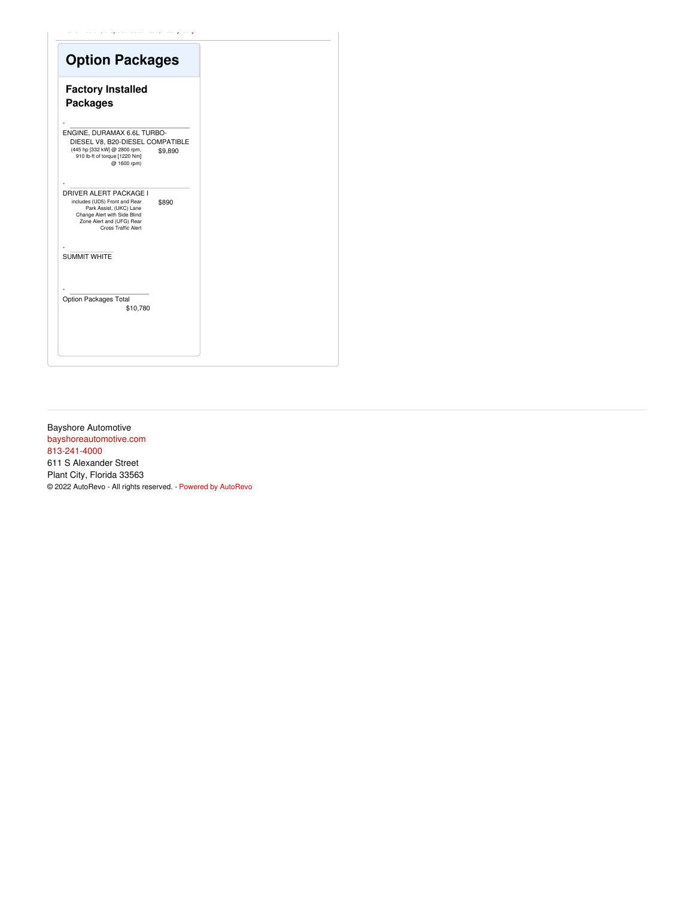## Option Packages

### Factory Installed Packages

- ENGINE, DURAMAX 6.6L TURBO-DIESEL V8, B20-DIESEL COMPATIBLE
  (445 hp [332 kW] @ 2800 rpm, 910 lb-ft of torque [1220 Nm] @ 1600 rpm) — $9,890

- DRIVER ALERT PACKAGE I
  includes (UD5) Front and Rear Park Assist, (UKC) Lane Change Alert with Side Blind Zone Alert and (UFG) Rear Cross Traffic Alert — $890

- SUMMIT WHITE

- Option Packages Total
  $10,780

Bayshore Automotive
bayshoreautomotive.com
813-241-4000
611 S Alexander Street
Plant City, Florida 33563
© 2022 AutoRevo - All rights reserved. - Powered by AutoRevo